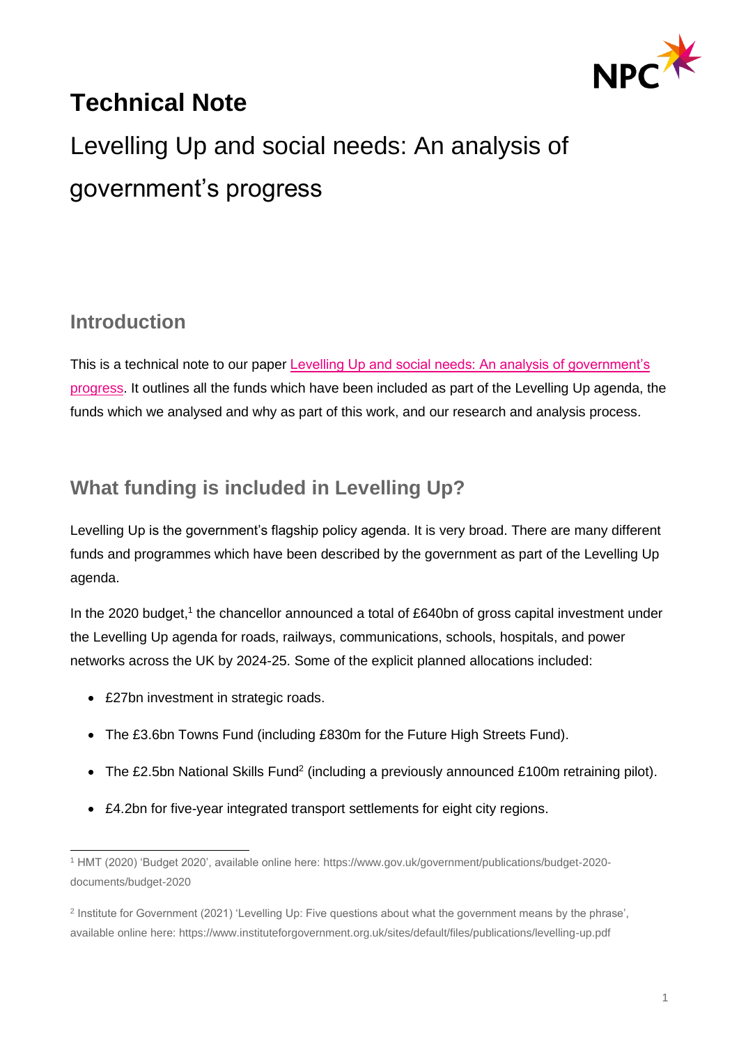# Technical Note

## Levelling Up and social needs: An analysis of government's progress

### Introduction

This is a technical note to our paper Levelling Up and social needs: An analysis of government's progress. It outlines all the funds which have been included as part of the Levelling Up agenda, the funds which we analysed and why as part of this work, and our research and analysis process.

### What funding is included in Levelling Up?

Levelling Up is the government's flagship policy agenda. It is very broad. There are many different funds and programmes which have been described by the government as part of the Levelling Up agenda.

In the 2020 budget,[1] the chancellor announced a total of £640bn of gross capital investment under the Levelling Up agenda for roads, railways, communications, schools, hospitals, and power networks across the UK by 2024-25. Some of the explicit planned allocations included:

- £27bn investment in strategic roads.
- The £3.6bn Towns Fund (including £830m for the Future High Streets Fund).
- The £2.5bn National Skills Fund[2] (including a previously announced £100m retraining pilot).
- £4.2bn for five-year integrated transport settlements for eight city regions.

---

[1] HMT (2020) 'Budget 2020', available online here: https://www.gov.uk/government/publications/budget-2020-documents/budget-2020

[2] Institute for Government (2021) 'Levelling Up: Five questions about what the government means by the phrase', available online here: https://www.instituteforgovernment.org.uk/sites/default/files/publications/levelling-up.pdf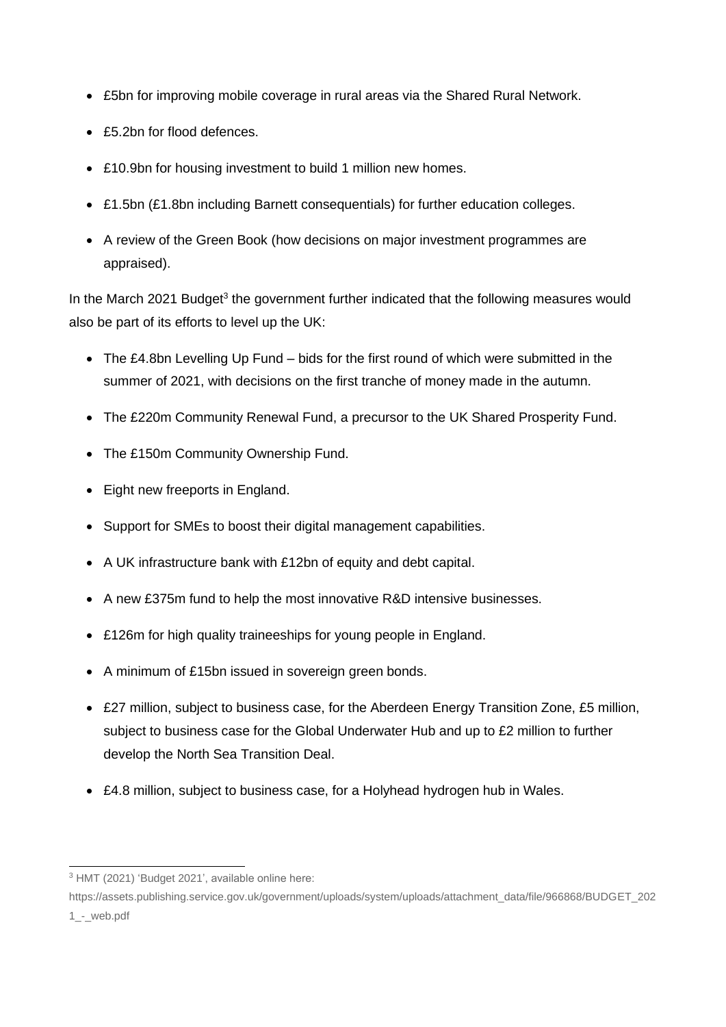- £5bn for improving mobile coverage in rural areas via the Shared Rural Network.
- £5.2bn for flood defences.
- £10.9bn for housing investment to build 1 million new homes.
- £1.5bn (£1.8bn including Barnett consequentials) for further education colleges.
- A review of the Green Book (how decisions on major investment programmes are appraised).

In the March 2021 Budget[3] the government further indicated that the following measures would also be part of its efforts to level up the UK:

- The £4.8bn Levelling Up Fund – bids for the first round of which were submitted in the summer of 2021, with decisions on the first tranche of money made in the autumn.
- The £220m Community Renewal Fund, a precursor to the UK Shared Prosperity Fund.
- The £150m Community Ownership Fund.
- Eight new freeports in England.
- Support for SMEs to boost their digital management capabilities.
- A UK infrastructure bank with £12bn of equity and debt capital.
- A new £375m fund to help the most innovative R&D intensive businesses.
- £126m for high quality traineeships for young people in England.
- A minimum of £15bn issued in sovereign green bonds.
- £27 million, subject to business case, for the Aberdeen Energy Transition Zone, £5 million, subject to business case for the Global Underwater Hub and up to £2 million to further develop the North Sea Transition Deal.
- £4.8 million, subject to business case, for a Holyhead hydrogen hub in Wales.

[3] HMT (2021) 'Budget 2021', available online here: https://assets.publishing.service.gov.uk/government/uploads/system/uploads/attachment_data/file/966868/BUDGET_2021_-_web.pdf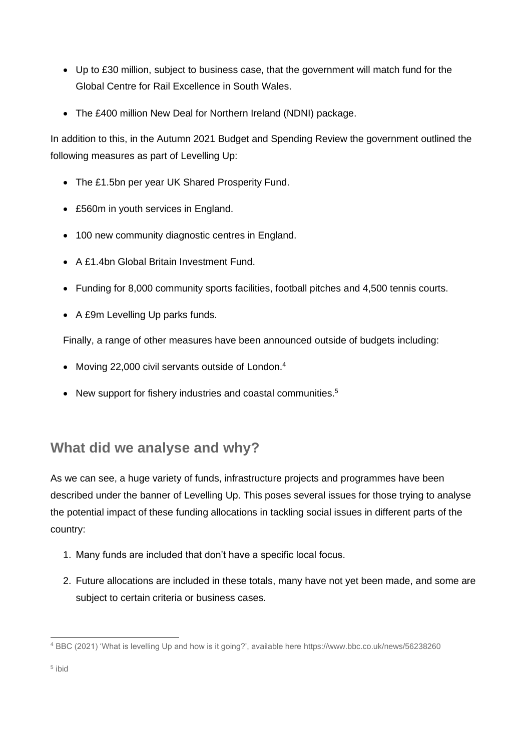- Up to £30 million, subject to business case, that the government will match fund for the Global Centre for Rail Excellence in South Wales.
- The £400 million New Deal for Northern Ireland (NDNI) package.

In addition to this, in the Autumn 2021 Budget and Spending Review the government outlined the following measures as part of Levelling Up:

- The £1.5bn per year UK Shared Prosperity Fund.
- £560m in youth services in England.
- 100 new community diagnostic centres in England.
- A £1.4bn Global Britain Investment Fund.
- Funding for 8,000 community sports facilities, football pitches and 4,500 tennis courts.
- A £9m Levelling Up parks funds.

Finally, a range of other measures have been announced outside of budgets including:

- Moving 22,000 civil servants outside of London.[4]
- New support for fishery industries and coastal communities.[5]

## What did we analyse and why?

As we can see, a huge variety of funds, infrastructure projects and programmes have been described under the banner of Levelling Up. This poses several issues for those trying to analyse the potential impact of these funding allocations in tackling social issues in different parts of the country:

1. Many funds are included that don't have a specific local focus.
2. Future allocations are included in these totals, many have not yet been made, and some are subject to certain criteria or business cases.

[4] BBC (2021) 'What is levelling Up and how is it going?', available here https://www.bbc.co.uk/news/56238260

[5] ibid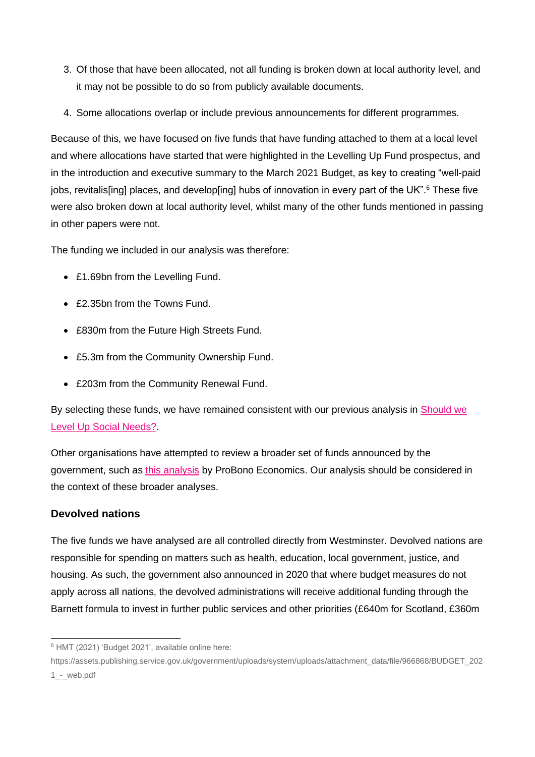3. Of those that have been allocated, not all funding is broken down at local authority level, and it may not be possible to do so from publicly available documents.
4. Some allocations overlap or include previous announcements for different programmes.

Because of this, we have focused on five funds that have funding attached to them at a local level and where allocations have started that were highlighted in the Levelling Up Fund prospectus, and in the introduction and executive summary to the March 2021 Budget, as key to creating "well-paid jobs, revitalis[ing] places, and develop[ing] hubs of innovation in every part of the UK".[6] These five were also broken down at local authority level, whilst many of the other funds mentioned in passing in other papers were not.

The funding we included in our analysis was therefore:

- £1.69bn from the Levelling Fund.
- £2.35bn from the Towns Fund.
- £830m from the Future High Streets Fund.
- £5.3m from the Community Ownership Fund.
- £203m from the Community Renewal Fund.

By selecting these funds, we have remained consistent with our previous analysis in Should we Level Up Social Needs?.

Other organisations have attempted to review a broader set of funds announced by the government, such as this analysis by ProBono Economics. Our analysis should be considered in the context of these broader analyses.

### Devolved nations

The five funds we have analysed are all controlled directly from Westminster. Devolved nations are responsible for spending on matters such as health, education, local government, justice, and housing. As such, the government also announced in 2020 that where budget measures do not apply across all nations, the devolved administrations will receive additional funding through the Barnett formula to invest in further public services and other priorities (£640m for Scotland, £360m

[6] HMT (2021) 'Budget 2021', available online here: https://assets.publishing.service.gov.uk/government/uploads/system/uploads/attachment_data/file/966868/BUDGET_2021_-_web.pdf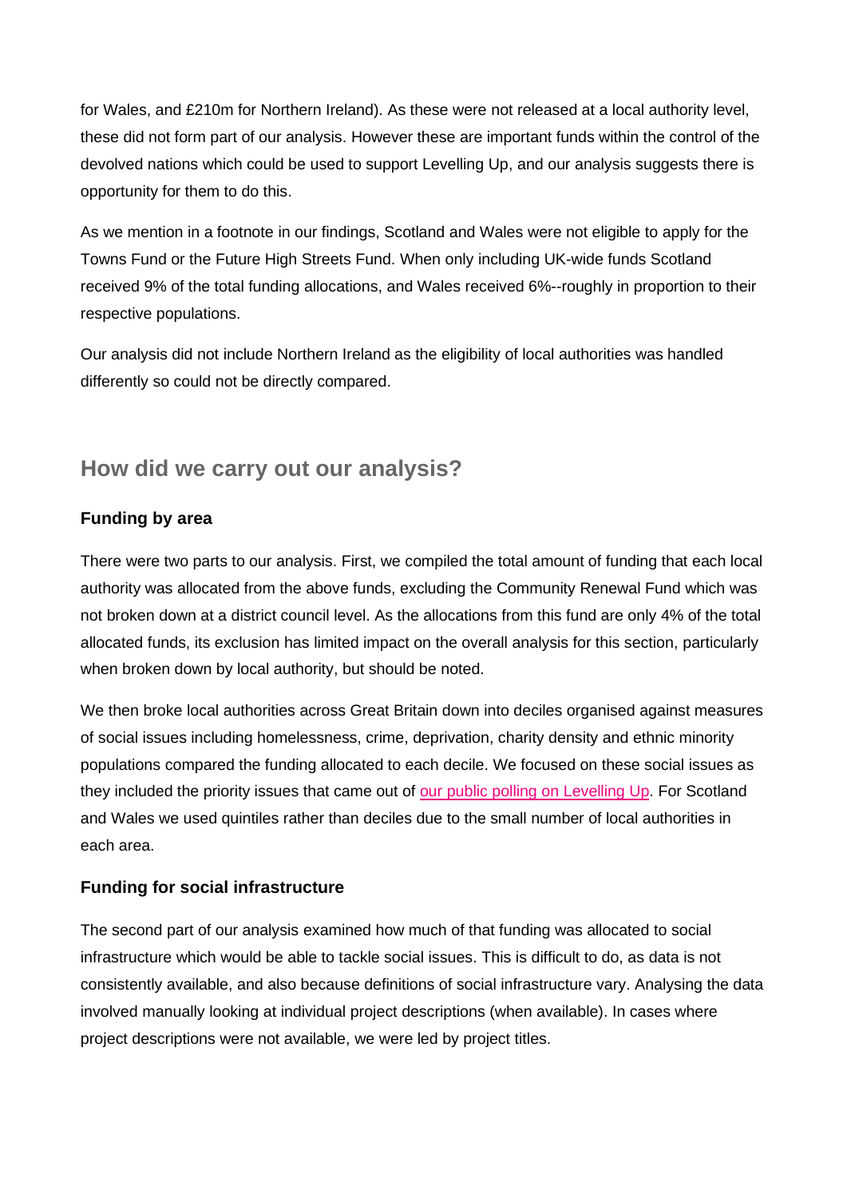for Wales, and £210m for Northern Ireland). As these were not released at a local authority level, these did not form part of our analysis. However these are important funds within the control of the devolved nations which could be used to support Levelling Up, and our analysis suggests there is opportunity for them to do this.

As we mention in a footnote in our findings, Scotland and Wales were not eligible to apply for the Towns Fund or the Future High Streets Fund. When only including UK-wide funds Scotland received 9% of the total funding allocations, and Wales received 6%--roughly in proportion to their respective populations.

Our analysis did not include Northern Ireland as the eligibility of local authorities was handled differently so could not be directly compared.

## How did we carry out our analysis?

### Funding by area

There were two parts to our analysis. First, we compiled the total amount of funding that each local authority was allocated from the above funds, excluding the Community Renewal Fund which was not broken down at a district council level. As the allocations from this fund are only 4% of the total allocated funds, its exclusion has limited impact on the overall analysis for this section, particularly when broken down by local authority, but should be noted.

We then broke local authorities across Great Britain down into deciles organised against measures of social issues including homelessness, crime, deprivation, charity density and ethnic minority populations compared the funding allocated to each decile. We focused on these social issues as they included the priority issues that came out of our public polling on Levelling Up. For Scotland and Wales we used quintiles rather than deciles due to the small number of local authorities in each area.

### Funding for social infrastructure

The second part of our analysis examined how much of that funding was allocated to social infrastructure which would be able to tackle social issues. This is difficult to do, as data is not consistently available, and also because definitions of social infrastructure vary. Analysing the data involved manually looking at individual project descriptions (when available). In cases where project descriptions were not available, we were led by project titles.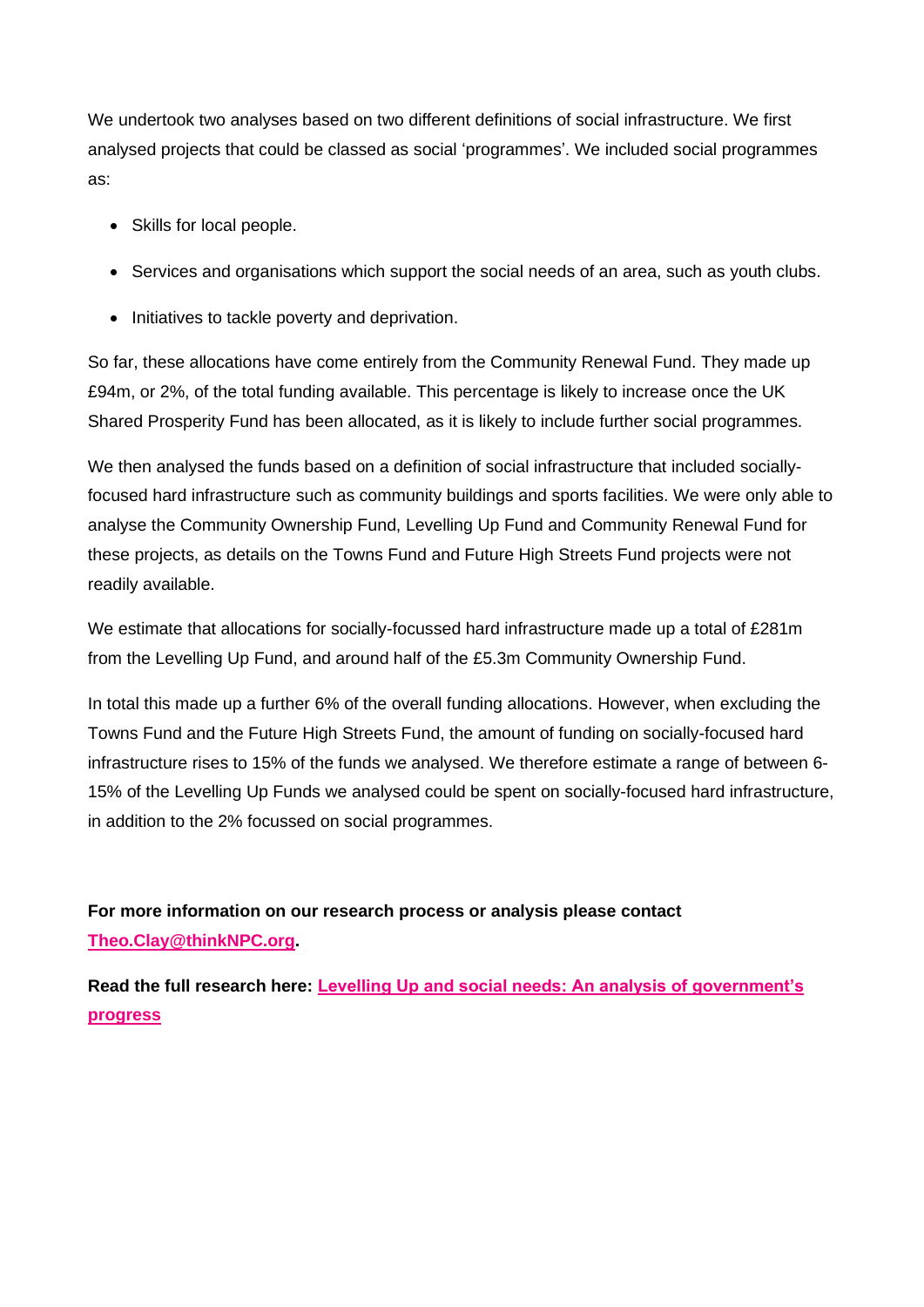We undertook two analyses based on two different definitions of social infrastructure. We first analysed projects that could be classed as social 'programmes'. We included social programmes as:

- Skills for local people.
- Services and organisations which support the social needs of an area, such as youth clubs.
- Initiatives to tackle poverty and deprivation.

So far, these allocations have come entirely from the Community Renewal Fund. They made up £94m, or 2%, of the total funding available. This percentage is likely to increase once the UK Shared Prosperity Fund has been allocated, as it is likely to include further social programmes.

We then analysed the funds based on a definition of social infrastructure that included socially-focused hard infrastructure such as community buildings and sports facilities. We were only able to analyse the Community Ownership Fund, Levelling Up Fund and Community Renewal Fund for these projects, as details on the Towns Fund and Future High Streets Fund projects were not readily available.

We estimate that allocations for socially-focussed hard infrastructure made up a total of £281m from the Levelling Up Fund, and around half of the £5.3m Community Ownership Fund.

In total this made up a further 6% of the overall funding allocations. However, when excluding the Towns Fund and the Future High Streets Fund, the amount of funding on socially-focused hard infrastructure rises to 15% of the funds we analysed. We therefore estimate a range of between 6-15% of the Levelling Up Funds we analysed could be spent on socially-focused hard infrastructure, in addition to the 2% focussed on social programmes.

**For more information on our research process or analysis please contact [Theo.Clay@thinkNPC.org](mailto:Theo.Clay@thinkNPC.org).**

**Read the full research here: [Levelling Up and social needs: An analysis of government's progress]()**